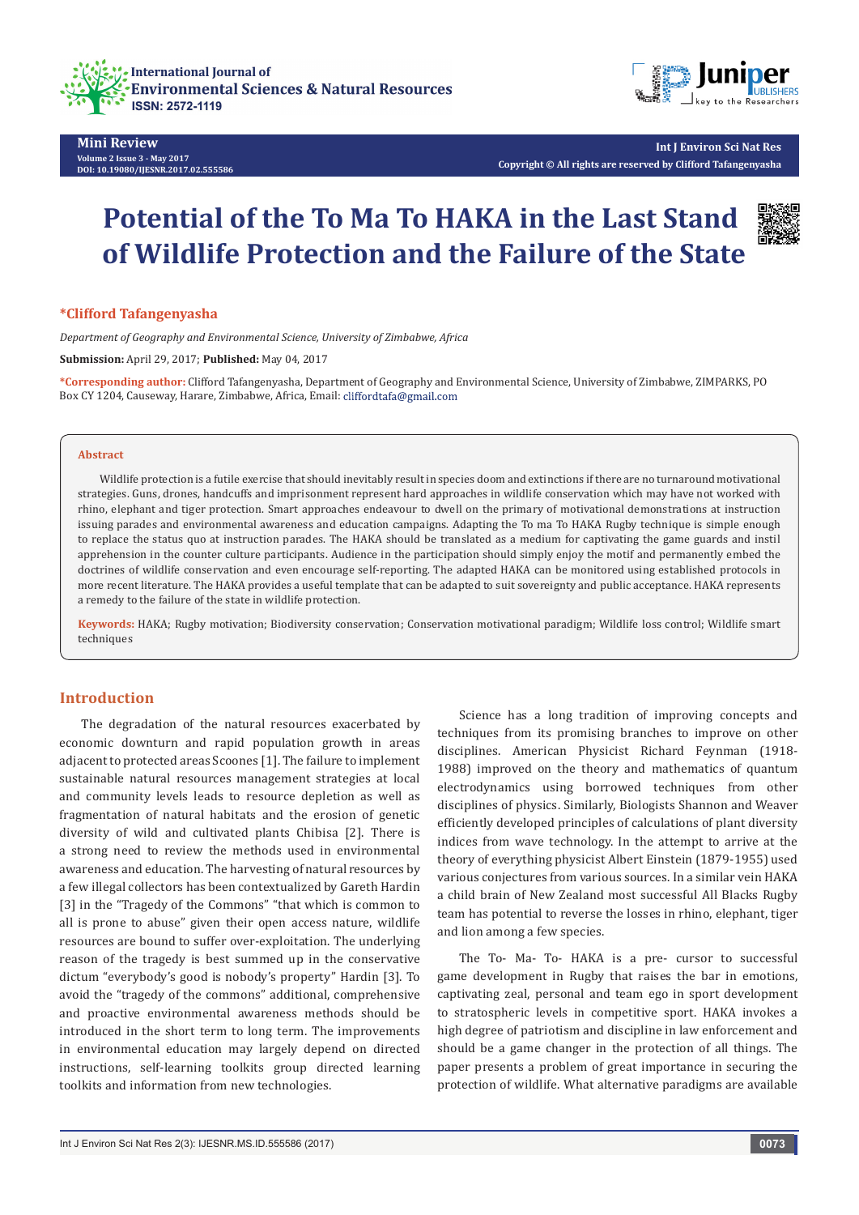Mini Review

Volume 2 Issue 3 - May 2017
DOI: 10.19080/IJESNR.2017.02.555586

Copyright © All rights are reserved by Clifford Tafangenyasha

# Potential of the To Ma To HAKA in the Last Stand of Wildlife Protection and the Failure of the State

**\*Clifford Tafangenyasha**

*Department of Geography and Environmental Science, University of Zimbabwe, Africa*

**Submission:** April 29, 2017; **Published:** May 04, 2017

**\*Corresponding author:** Clifford Tafangenyasha, Department of Geography and Environmental Science, University of Zimbabwe, ZIMPARKS, PO Box CY 1204, Causeway, Harare, Zimbabwe, Africa, Email: cliffordtafa@gmail.com

## Abstract

Wildlife protection is a futile exercise that should inevitably result in species doom and extinctions if there are no turnaround motivational strategies. Guns, drones, handcuffs and imprisonment represent hard approaches in wildlife conservation which may have not worked with rhino, elephant and tiger protection. Smart approaches endeavour to dwell on the primary of motivational demonstrations at instruction issuing parades and environmental awareness and education campaigns. Adapting the To ma To HAKA Rugby technique is simple enough to replace the status quo at instruction parades. The HAKA should be translated as a medium for captivating the game guards and instil apprehension in the counter culture participants. Audience in the participation should simply enjoy the motif and permanently embed the doctrines of wildlife conservation and even encourage self-reporting. The adapted HAKA can be monitored using established protocols in more recent literature. The HAKA provides a useful template that can be adapted to suit sovereignty and public acceptance. HAKA represents a remedy to the failure of the state in wildlife protection.

**Keywords:** HAKA; Rugby motivation; Biodiversity conservation; Conservation motivational paradigm; Wildlife loss control; Wildlife smart techniques

## Introduction

The degradation of the natural resources exacerbated by economic downturn and rapid population growth in areas adjacent to protected areas Scoones [1]. The failure to implement sustainable natural resources management strategies at local and community levels leads to resource depletion as well as fragmentation of natural habitats and the erosion of genetic diversity of wild and cultivated plants Chibisa [2]. There is a strong need to review the methods used in environmental awareness and education. The harvesting of natural resources by a few illegal collectors has been contextualized by Gareth Hardin [3] in the "Tragedy of the Commons" "that which is common to all is prone to abuse" given their open access nature, wildlife resources are bound to suffer over-exploitation. The underlying reason of the tragedy is best summed up in the conservative dictum "everybody's good is nobody's property" Hardin [3]. To avoid the "tragedy of the commons" additional, comprehensive and proactive environmental awareness methods should be introduced in the short term to long term. The improvements in environmental education may largely depend on directed instructions, self-learning toolkits group directed learning toolkits and information from new technologies.

Science has a long tradition of improving concepts and techniques from its promising branches to improve on other disciplines. American Physicist Richard Feynman (1918-1988) improved on the theory and mathematics of quantum electrodynamics using borrowed techniques from other disciplines of physics. Similarly, Biologists Shannon and Weaver efficiently developed principles of calculations of plant diversity indices from wave technology. In the attempt to arrive at the theory of everything physicist Albert Einstein (1879-1955) used various conjectures from various sources. In a similar vein HAKA a child brain of New Zealand most successful All Blacks Rugby team has potential to reverse the losses in rhino, elephant, tiger and lion among a few species.

The To- Ma- To- HAKA is a pre- cursor to successful game development in Rugby that raises the bar in emotions, captivating zeal, personal and team ego in sport development to stratospheric levels in competitive sport. HAKA invokes a high degree of patriotism and discipline in law enforcement and should be a game changer in the protection of all things. The paper presents a problem of great importance in securing the protection of wildlife. What alternative paradigms are available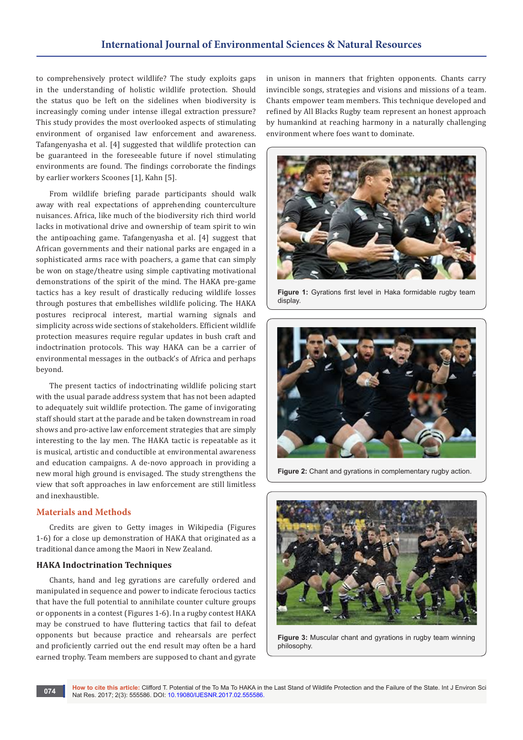to comprehensively protect wildlife? The study exploits gaps in the understanding of holistic wildlife protection. Should the status quo be left on the sidelines when biodiversity is increasingly coming under intense illegal extraction pressure? This study provides the most overlooked aspects of stimulating environment of organised law enforcement and awareness. Tafangenyasha et al. [4] suggested that wildlife protection can be guaranteed in the foreseeable future if novel stimulating environments are found. The findings corroborate the findings by earlier workers Scoones [1], Kahn [5].

From wildlife briefing parade participants should walk away with real expectations of apprehending counterculture nuisances. Africa, like much of the biodiversity rich third world lacks in motivational drive and ownership of team spirit to win the antipoaching game. Tafangenyasha et al. [4] suggest that African governments and their national parks are engaged in a sophisticated arms race with poachers, a game that can simply be won on stage/theatre using simple captivating motivational demonstrations of the spirit of the mind. The HAKA pre-game tactics has a key result of drastically reducing wildlife losses through postures that embellishes wildlife policing. The HAKA postures reciprocal interest, martial warning signals and simplicity across wide sections of stakeholders. Efficient wildlife protection measures require regular updates in bush craft and indoctrination protocols. This way HAKA can be a carrier of environmental messages in the outback's of Africa and perhaps beyond.

The present tactics of indoctrinating wildlife policing start with the usual parade address system that has not been adapted to adequately suit wildlife protection. The game of invigorating staff should start at the parade and be taken downstream in road shows and pro-active law enforcement strategies that are simply interesting to the lay men. The HAKA tactic is repeatable as it is musical, artistic and conductible at environmental awareness and education campaigns. A de-novo approach in providing a new moral high ground is envisaged. The study strengthens the view that soft approaches in law enforcement are still limitless and inexhaustible.

## Materials and Methods

Credits are given to Getty images in Wikipedia (Figures 1-6) for a close up demonstration of HAKA that originated as a traditional dance among the Maori in New Zealand.

### HAKA Indoctrination Techniques

Chants, hand and leg gyrations are carefully ordered and manipulated in sequence and power to indicate ferocious tactics that have the full potential to annihilate counter culture groups or opponents in a contest (Figures 1-6). In a rugby contest HAKA may be construed to have fluttering tactics that fail to defeat opponents but because practice and rehearsals are perfect and proficiently carried out the end result may often be a hard earned trophy. Team members are supposed to chant and gyrate in unison in manners that frighten opponents. Chants carry invincible songs, strategies and visions and missions of a team. Chants empower team members. This technique developed and refined by All Blacks Rugby team represent an honest approach by humankind at reaching harmony in a naturally challenging environment where foes want to dominate.

**Figure 1:** Gyrations first level in Haka formidable rugby team display.

**Figure 2:** Chant and gyrations in complementary rugby action.

**Figure 3:** Muscular chant and gyrations in rugby team winning philosophy.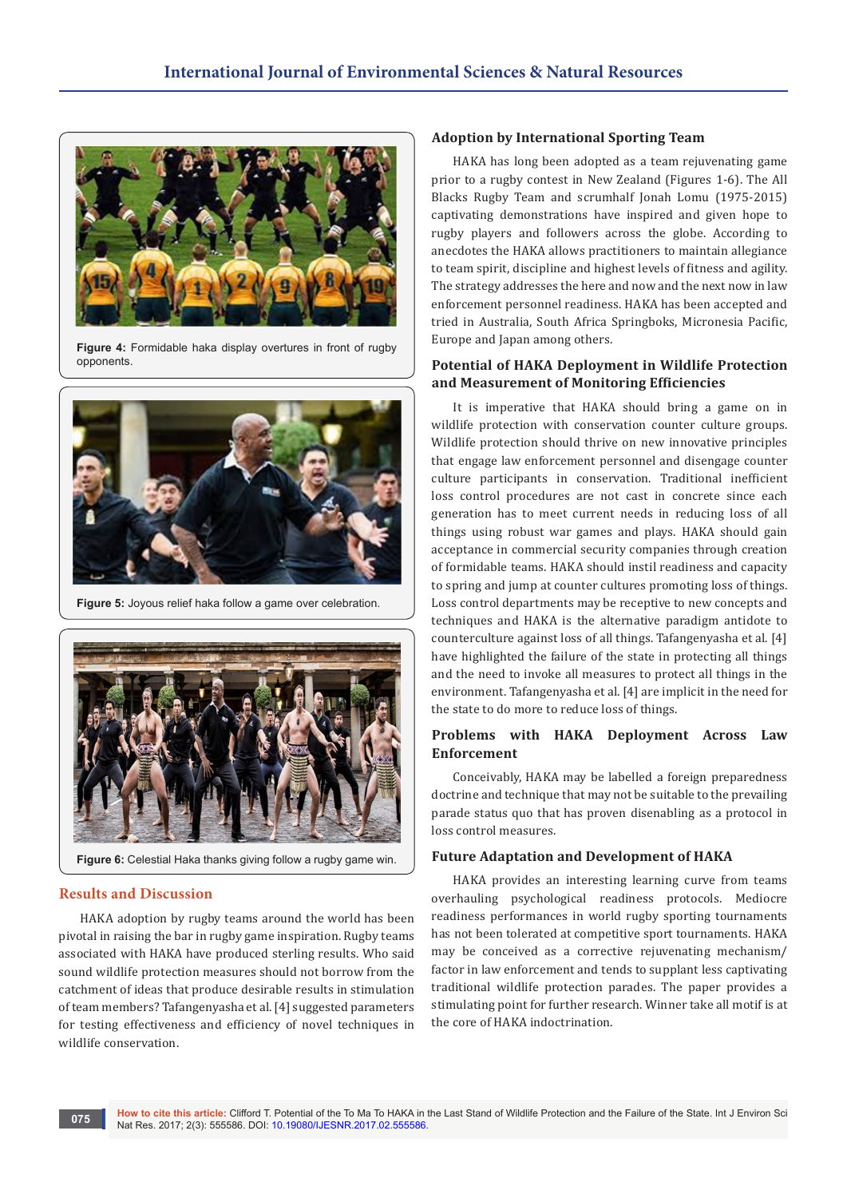Figure 4: Formidable haka display overtures in front of rugby opponents.

Figure 5: Joyous relief haka follow a game over celebration.

Figure 6: Celestial Haka thanks giving follow a rugby game win.

## Results and Discussion

HAKA adoption by rugby teams around the world has been pivotal in raising the bar in rugby game inspiration. Rugby teams associated with HAKA have produced sterling results. Who said sound wildlife protection measures should not borrow from the catchment of ideas that produce desirable results in stimulation of team members? Tafangenyasha et al. [4] suggested parameters for testing effectiveness and efficiency of novel techniques in wildlife conservation.

### Adoption by International Sporting Team

HAKA has long been adopted as a team rejuvenating game prior to a rugby contest in New Zealand (Figures 1-6). The All Blacks Rugby Team and scrumhalf Jonah Lomu (1975-2015) captivating demonstrations have inspired and given hope to rugby players and followers across the globe. According to anecdotes the HAKA allows practitioners to maintain allegiance to team spirit, discipline and highest levels of fitness and agility. The strategy addresses the here and now and the next now in law enforcement personnel readiness. HAKA has been accepted and tried in Australia, South Africa Springboks, Micronesia Pacific, Europe and Japan among others.

### Potential of HAKA Deployment in Wildlife Protection and Measurement of Monitoring Efficiencies

It is imperative that HAKA should bring a game on in wildlife protection with conservation counter culture groups. Wildlife protection should thrive on new innovative principles that engage law enforcement personnel and disengage counter culture participants in conservation. Traditional inefficient loss control procedures are not cast in concrete since each generation has to meet current needs in reducing loss of all things using robust war games and plays. HAKA should gain acceptance in commercial security companies through creation of formidable teams. HAKA should instil readiness and capacity to spring and jump at counter cultures promoting loss of things. Loss control departments may be receptive to new concepts and techniques and HAKA is the alternative paradigm antidote to counterculture against loss of all things. Tafangenyasha et al. [4] have highlighted the failure of the state in protecting all things and the need to invoke all measures to protect all things in the environment. Tafangenyasha et al. [4] are implicit in the need for the state to do more to reduce loss of things.

### Problems with HAKA Deployment Across Law Enforcement

Conceivably, HAKA may be labelled a foreign preparedness doctrine and technique that may not be suitable to the prevailing parade status quo that has proven disenabling as a protocol in loss control measures.

### Future Adaptation and Development of HAKA

HAKA provides an interesting learning curve from teams overhauling psychological readiness protocols. Mediocre readiness performances in world rugby sporting tournaments has not been tolerated at competitive sport tournaments. HAKA may be conceived as a corrective rejuvenating mechanism/ factor in law enforcement and tends to supplant less captivating traditional wildlife protection parades. The paper provides a stimulating point for further research. Winner take all motif is at the core of HAKA indoctrination.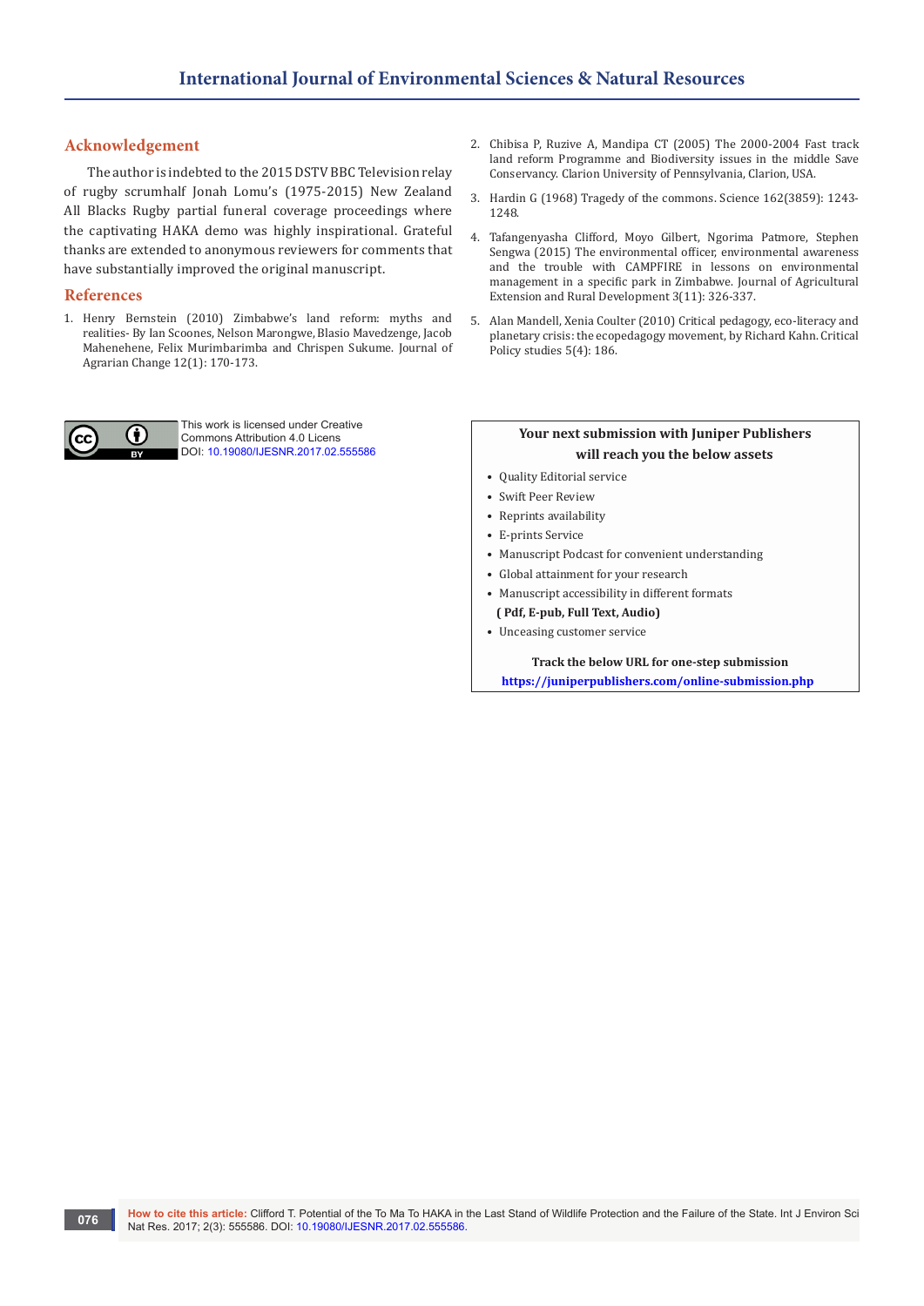## Acknowledgement

The author is indebted to the 2015 DSTV BBC Television relay of rugby scrumhalf Jonah Lomu's (1975-2015) New Zealand All Blacks Rugby partial funeral coverage proceedings where the captivating HAKA demo was highly inspirational. Grateful thanks are extended to anonymous reviewers for comments that have substantially improved the original manuscript.

## References

1. Henry Bernstein (2010) Zimbabwe's land reform: myths and realities- By Ian Scoones, Nelson Marongwe, Blasio Mavedzenge, Jacob Mahenehene, Felix Murimbarimba and Chrispen Sukume. Journal of Agrarian Change 12(1): 170-173.
2. Chibisa P, Ruzive A, Mandipa CT (2005) The 2000-2004 Fast track land reform Programme and Biodiversity issues in the middle Save Conservancy. Clarion University of Pennsylvania, Clarion, USA.
3. Hardin G (1968) Tragedy of the commons. Science 162(3859): 1243-1248.
4. Tafangenyasha Clifford, Moyo Gilbert, Ngorima Patmore, Stephen Sengwa (2015) The environmental officer, environmental awareness and the trouble with CAMPFIRE in lessons on environmental management in a specific park in Zimbabwe. Journal of Agricultural Extension and Rural Development 3(11): 326-337.
5. Alan Mandell, Xenia Coulter (2010) Critical pedagogy, eco-literacy and planetary crisis: the ecopedagogy movement, by Richard Kahn. Critical Policy studies 5(4): 186.

This work is licensed under Creative Commons Attribution 4.0 Licens
DOI: 10.19080/IJESNR.2017.02.555586

**Your next submission with Juniper Publishers will reach you the below assets**

- Quality Editorial service
- Swift Peer Review
- Reprints availability
- E-prints Service
- Manuscript Podcast for convenient understanding
- Global attainment for your research
- Manuscript accessibility in different formats
  **( Pdf, E-pub, Full Text, Audio)**
- Unceasing customer service

**Track the below URL for one-step submission**
**https://juniperpublishers.com/online-submission.php**

**How to cite this article:** Clifford T. Potential of the To Ma To HAKA in the Last Stand of Wildlife Protection and the Failure of the State. Int J Environ Sci Nat Res. 2017; 2(3): 555586. DOI: 10.19080/IJESNR.2017.02.555586.